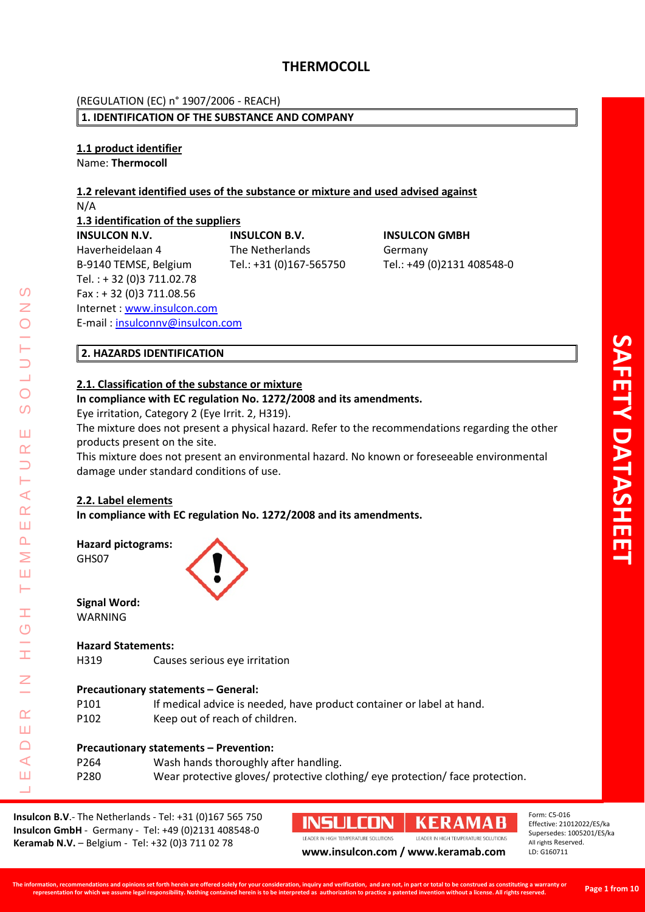# THERMOCOLL

(REGULATION (EC) n° 1907/2006 - REACH)

## 1. IDENTIFICATION OF THE SUBSTANCE AND COMPANY

### 1.1 product identifier

Name: **Thermocoll**

### 1.2 relevant identified uses of the substance or mixture and used advised against

N/A

### 1.3 identification of the suppliers

**INSULCON N.V.**
Haverheidelaan 4
B-9140 TEMSE, Belgium
Tel. : + 32 (0)3 711.02.78
Fax : + 32 (0)3 711.08.56
Internet : www.insulcon.com
E-mail : insulconnv@insulcon.com

**INSULCON B.V.**
The Netherlands
Tel.: +31 (0)167-565750

**INSULCON GMBH**
Germany
Tel.: +49 (0)2131 408548-0

## 2. HAZARDS IDENTIFICATION

### 2.1. Classification of the substance or mixture

**In compliance with EC regulation No. 1272/2008 and its amendments.**

Eye irritation, Category 2 (Eye Irrit. 2, H319).

The mixture does not present a physical hazard. Refer to the recommendations regarding the other products present on the site.

This mixture does not present an environmental hazard. No known or foreseeable environmental damage under standard conditions of use.

### 2.2. Label elements

**In compliance with EC regulation No. 1272/2008 and its amendments.**

**Hazard pictograms:**
GHS07

**Signal Word:**
WARNING

**Hazard Statements:**

| | |
|---|---|
| H319 | Causes serious eye irritation |

**Precautionary statements – General:**

| | |
|---|---|
| P101 | If medical advice is needed, have product container or label at hand. |
| P102 | Keep out of reach of children. |

**Precautionary statements – Prevention:**

| | |
|---|---|
| P264 | Wash hands thoroughly after handling. |
| P280 | Wear protective gloves/ protective clothing/ eye protection/ face protection. |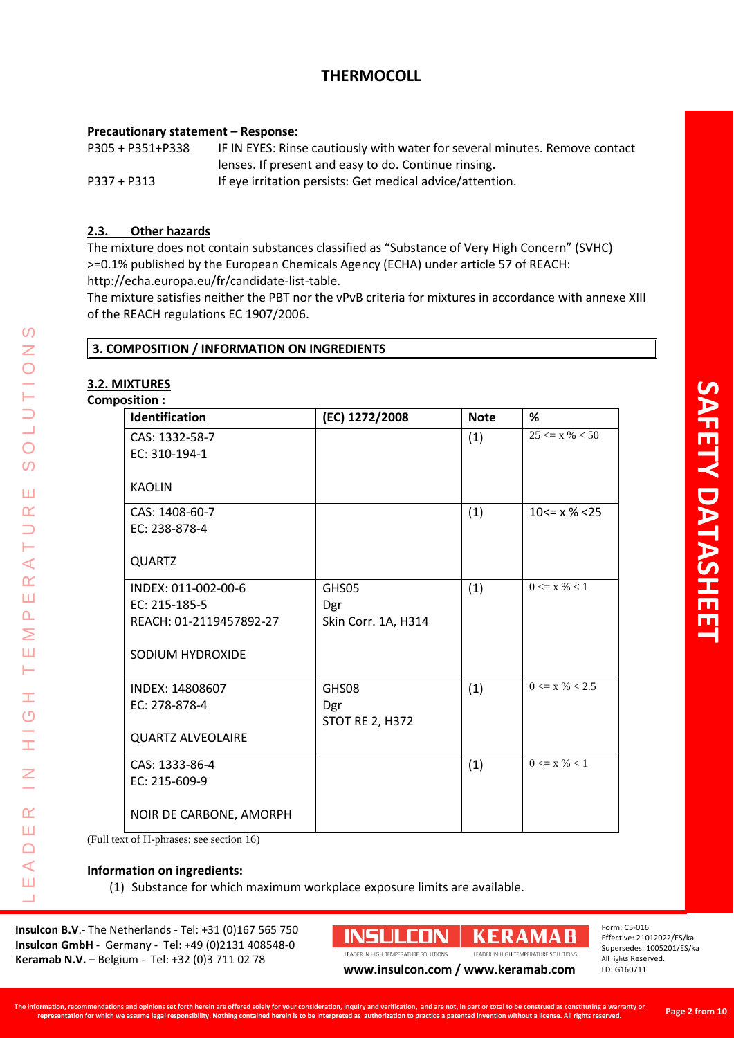# THERMOCOLL

**Precautionary statement – Response:**

| | |
|---|---|
| P305 + P351+P338 | IF IN EYES: Rinse cautiously with water for several minutes. Remove contact lenses. If present and easy to do. Continue rinsing. |
| P337 + P313 | If eye irritation persists: Get medical advice/attention. |

### 2.3. Other hazards

The mixture does not contain substances classified as "Substance of Very High Concern" (SVHC) >=0.1% published by the European Chemicals Agency (ECHA) under article 57 of REACH: http://echa.europa.eu/fr/candidate-list-table.

The mixture satisfies neither the PBT nor the vPvB criteria for mixtures in accordance with annexe XIII of the REACH regulations EC 1907/2006.

## 3. COMPOSITION / INFORMATION ON INGREDIENTS

### 3.2. MIXTURES

**Composition :**

| Identification | (EC) 1272/2008 | Note | % |
|---|---|---|---|
| CAS: 1332-58-7<br>EC: 310-194-1<br><br>KAOLIN | | (1) | 25 <= x % < 50 |
| CAS: 1408-60-7<br>EC: 238-878-4<br><br>QUARTZ | | (1) | 10<= x % <25 |
| INDEX: 011-002-00-6<br>EC: 215-185-5<br>REACH: 01-2119457892-27<br><br>SODIUM HYDROXIDE | GHS05<br>Dgr<br>Skin Corr. 1A, H314 | (1) | 0 <= x % < 1 |
| INDEX: 14808607<br>EC: 278-878-4<br><br>QUARTZ ALVEOLAIRE | GHS08<br>Dgr<br>STOT RE 2, H372 | (1) | 0 <= x % < 2.5 |
| CAS: 1333-86-4<br>EC: 215-609-9<br><br>NOIR DE CARBONE, AMORPH | | (1) | 0 <= x % < 1 |

(Full text of H-phrases: see section 16)

**Information on ingredients:**

(1) Substance for which maximum workplace exposure limits are available.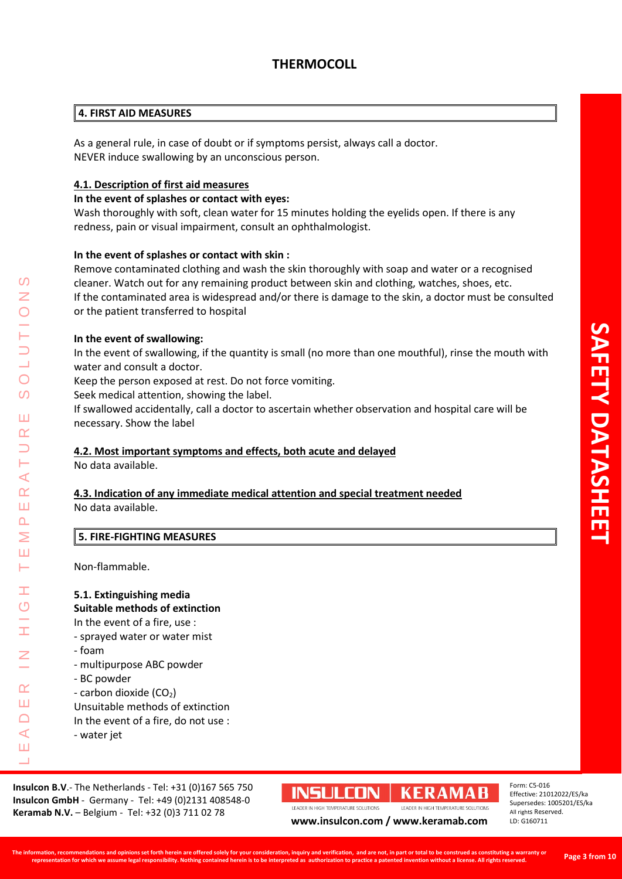# THERMOCOLL

## 4. FIRST AID MEASURES

As a general rule, in case of doubt or if symptoms persist, always call a doctor.
NEVER induce swallowing by an unconscious person.

### 4.1. Description of first aid measures

**In the event of splashes or contact with eyes:**

Wash thoroughly with soft, clean water for 15 minutes holding the eyelids open. If there is any redness, pain or visual impairment, consult an ophthalmologist.

**In the event of splashes or contact with skin :**

Remove contaminated clothing and wash the skin thoroughly with soap and water or a recognised cleaner. Watch out for any remaining product between skin and clothing, watches, shoes, etc.
If the contaminated area is widespread and/or there is damage to the skin, a doctor must be consulted or the patient transferred to hospital

**In the event of swallowing:**

In the event of swallowing, if the quantity is small (no more than one mouthful), rinse the mouth with water and consult a doctor.
Keep the person exposed at rest. Do not force vomiting.
Seek medical attention, showing the label.
If swallowed accidentally, call a doctor to ascertain whether observation and hospital care will be necessary. Show the label

### 4.2. Most important symptoms and effects, both acute and delayed

No data available.

### 4.3. Indication of any immediate medical attention and special treatment needed

No data available.

## 5. FIRE-FIGHTING MEASURES

Non-flammable.

### 5.1. Extinguishing media

**Suitable methods of extinction**

In the event of a fire, use :
- sprayed water or water mist
- foam
- multipurpose ABC powder
- BC powder
- carbon dioxide ($CO_2$)

Unsuitable methods of extinction
In the event of a fire, do not use :
- water jet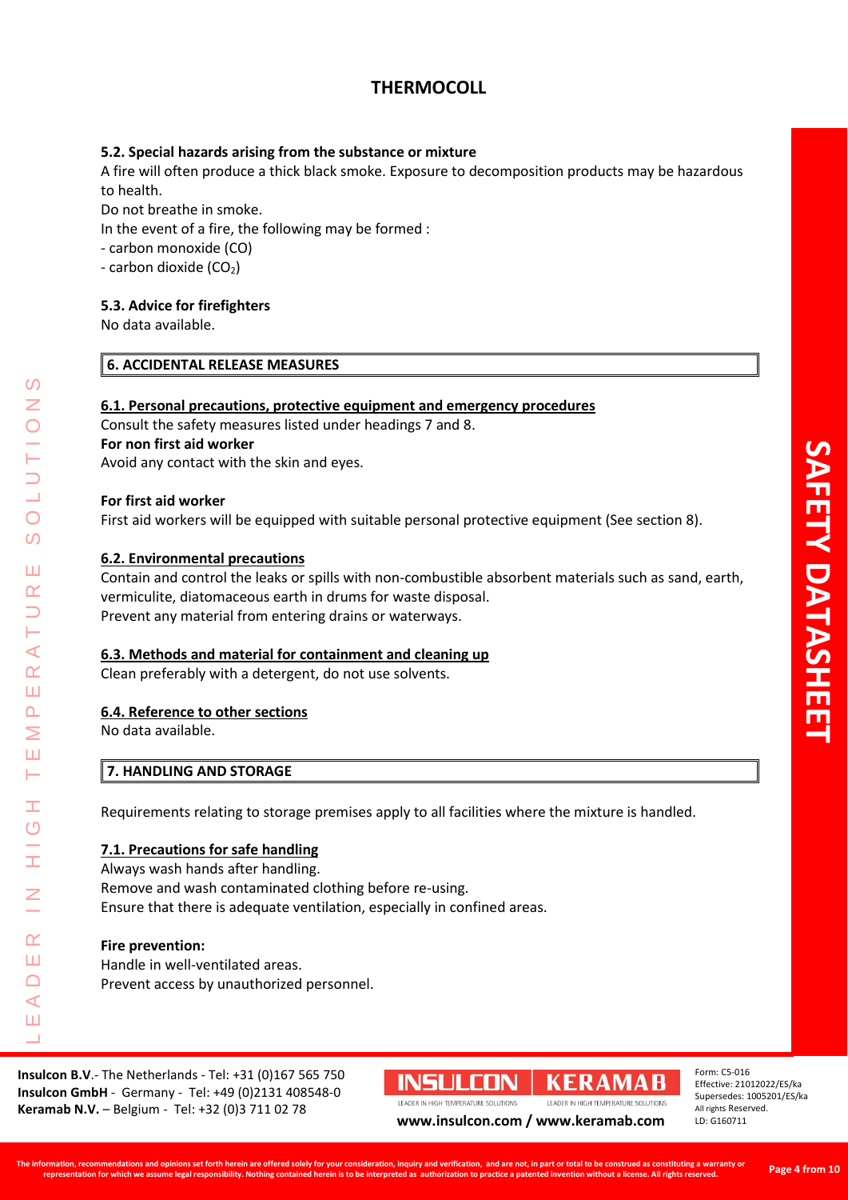#### 5.2. Special hazards arising from the substance or mixture

A fire will often produce a thick black smoke. Exposure to decomposition products may be hazardous to health.

Do not breathe in smoke.

In the event of a fire, the following may be formed :

- carbon monoxide (CO)
- carbon dioxide ($CO_2$)

#### 5.3. Advice for firefighters

No data available.

## 6. ACCIDENTAL RELEASE MEASURES

#### 6.1. Personal precautions, protective equipment and emergency procedures

Consult the safety measures listed under headings 7 and 8.

**For non first aid worker**

Avoid any contact with the skin and eyes.

**For first aid worker**

First aid workers will be equipped with suitable personal protective equipment (See section 8).

#### 6.2. Environmental precautions

Contain and control the leaks or spills with non-combustible absorbent materials such as sand, earth, vermiculite, diatomaceous earth in drums for waste disposal.

Prevent any material from entering drains or waterways.

#### 6.3. Methods and material for containment and cleaning up

Clean preferably with a detergent, do not use solvents.

#### 6.4. Reference to other sections

No data available.

## 7. HANDLING AND STORAGE

Requirements relating to storage premises apply to all facilities where the mixture is handled.

#### 7.1. Precautions for safe handling

Always wash hands after handling.

Remove and wash contaminated clothing before re-using.

Ensure that there is adequate ventilation, especially in confined areas.

**Fire prevention:**

Handle in well-ventilated areas.

Prevent access by unauthorized personnel.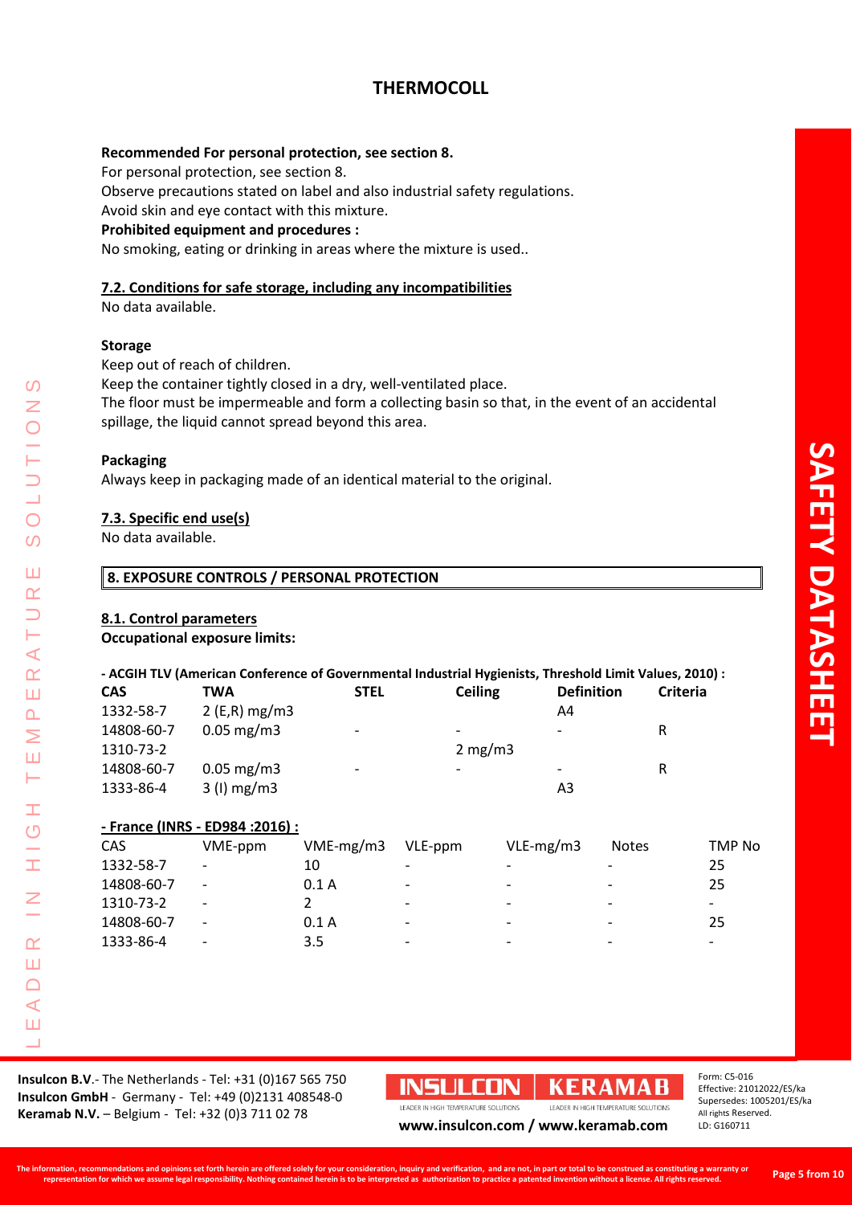**Recommended For personal protection, see section 8.**

For personal protection, see section 8.

Observe precautions stated on label and also industrial safety regulations.

Avoid skin and eye contact with this mixture.

**Prohibited equipment and procedures :**

No smoking, eating or drinking in areas where the mixture is used..

## 7.2. Conditions for safe storage, including any incompatibilities

No data available.

**Storage**

Keep out of reach of children.

Keep the container tightly closed in a dry, well-ventilated place.

The floor must be impermeable and form a collecting basin so that, in the event of an accidental spillage, the liquid cannot spread beyond this area.

**Packaging**

Always keep in packaging made of an identical material to the original.

## 7.3. Specific end use(s)

No data available.

# 8. EXPOSURE CONTROLS / PERSONAL PROTECTION

## 8.1. Control parameters

**Occupational exposure limits:**

**- ACGIH TLV (American Conference of Governmental Industrial Hygienists, Threshold Limit Values, 2010) :**

| CAS | TWA | STEL | Ceiling | Definition | Criteria |
|---|---|---|---|---|---|
| 1332-58-7 | 2 (E,R) mg/m3 | | | A4 | |
| 14808-60-7 | 0.05 mg/m3 | - | - | - | R |
| 1310-73-2 | | | 2 mg/m3 | | |
| 14808-60-7 | 0.05 mg/m3 | - | - | - | R |
| 1333-86-4 | 3 (I) mg/m3 | | | A3 | |

**- France (INRS - ED984 :2016) :**

| CAS | VME-ppm | VME-mg/m3 | VLE-ppm | VLE-mg/m3 | Notes | TMP No |
|---|---|---|---|---|---|---|
| 1332-58-7 | - | 10 | - | - | - | 25 |
| 14808-60-7 | - | 0.1 A | - | - | - | 25 |
| 1310-73-2 | - | 2 | - | - | - | - |
| 14808-60-7 | - | 0.1 A | - | - | - | 25 |
| 1333-86-4 | - | 3.5 | - | - | - | - |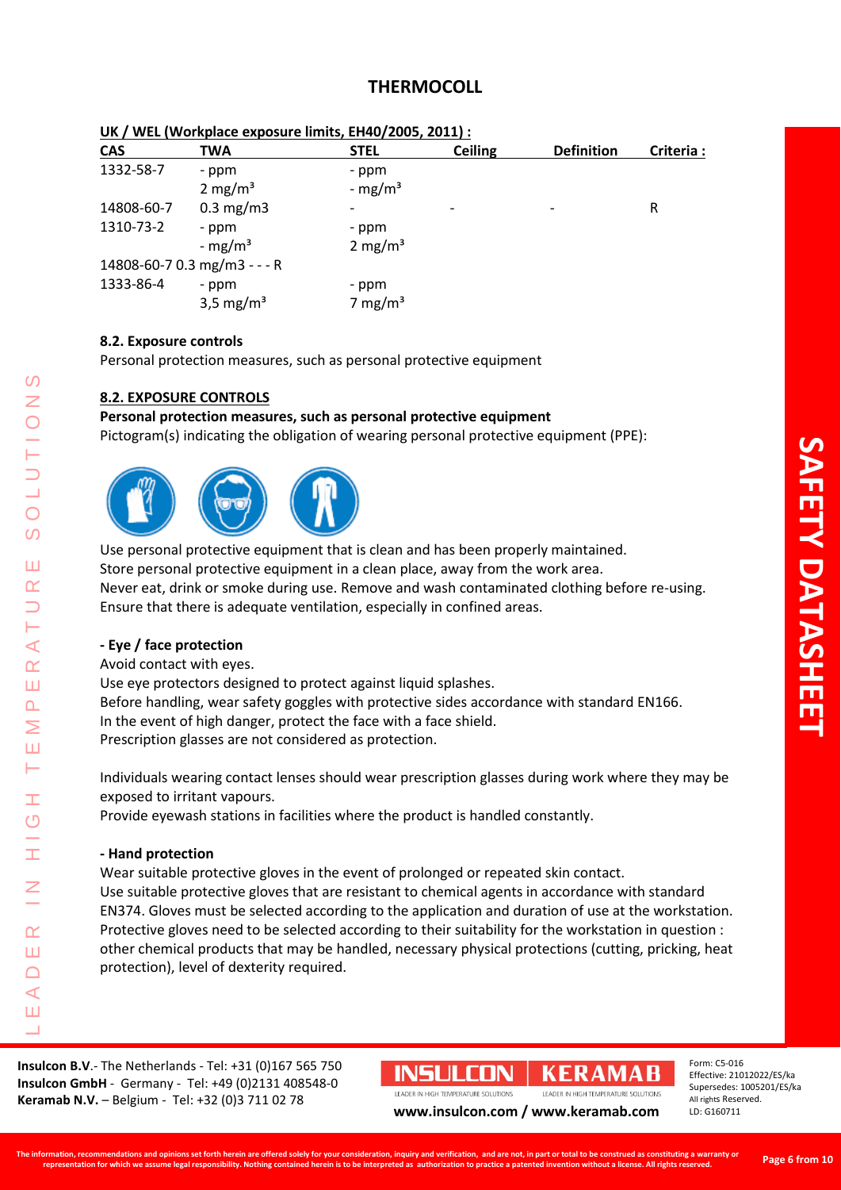# THERMOCOLL

**UK / WEL (Workplace exposure limits, EH40/2005, 2011) :**

| CAS | TWA | STEL | Ceiling | Definition | Criteria : |
|---|---|---|---|---|---|
| 1332-58-7 | - ppm<br>2 mg/m³ | - ppm<br>- mg/m³ | | | |
| 14808-60-7 | 0.3 mg/m3 | - | - | - | R |
| 1310-73-2 | - ppm<br>- mg/m³ | - ppm<br>2 mg/m³ | | | |
| 14808-60-7 0.3 mg/m3 - - - R | | | | | |
| 1333-86-4 | - ppm<br>3,5 mg/m³ | - ppm<br>7 mg/m³ | | | |

**8.2. Exposure controls**

Personal protection measures, such as personal protective equipment

**8.2. EXPOSURE CONTROLS**

**Personal protection measures, such as personal protective equipment**

Pictogram(s) indicating the obligation of wearing personal protective equipment (PPE):

Use personal protective equipment that is clean and has been properly maintained.
Store personal protective equipment in a clean place, away from the work area.
Never eat, drink or smoke during use. Remove and wash contaminated clothing before re-using.
Ensure that there is adequate ventilation, especially in confined areas.

**- Eye / face protection**

Avoid contact with eyes.
Use eye protectors designed to protect against liquid splashes.
Before handling, wear safety goggles with protective sides accordance with standard EN166.
In the event of high danger, protect the face with a face shield.
Prescription glasses are not considered as protection.

Individuals wearing contact lenses should wear prescription glasses during work where they may be exposed to irritant vapours.
Provide eyewash stations in facilities where the product is handled constantly.

**- Hand protection**

Wear suitable protective gloves in the event of prolonged or repeated skin contact.
Use suitable protective gloves that are resistant to chemical agents in accordance with standard EN374. Gloves must be selected according to the application and duration of use at the workstation. Protective gloves need to be selected according to their suitability for the workstation in question : other chemical products that may be handled, necessary physical protections (cutting, pricking, heat protection), level of dexterity required.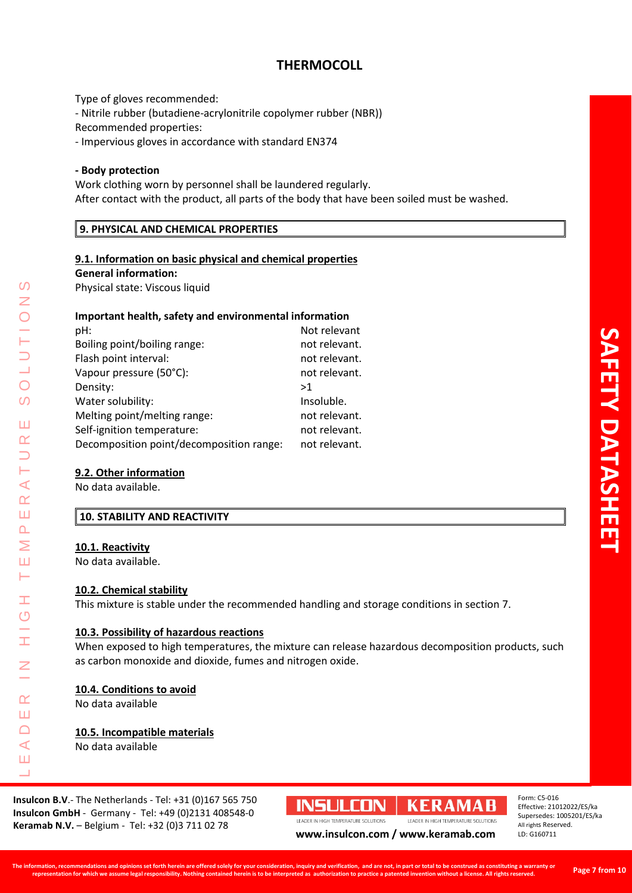Type of gloves recommended:

- Nitrile rubber (butadiene-acrylonitrile copolymer rubber (NBR))

Recommended properties:

- Impervious gloves in accordance with standard EN374

**- Body protection**

Work clothing worn by personnel shall be laundered regularly.
After contact with the product, all parts of the body that have been soiled must be washed.

## 9. PHYSICAL AND CHEMICAL PROPERTIES

### 9.1. Information on basic physical and chemical properties

**General information:**

Physical state: Viscous liquid

**Important health, safety and environmental information**

| | |
|---|---|
| pH: | Not relevant |
| Boiling point/boiling range: | not relevant. |
| Flash point interval: | not relevant. |
| Vapour pressure (50°C): | not relevant. |
| Density: | >1 |
| Water solubility: | Insoluble. |
| Melting point/melting range: | not relevant. |
| Self-ignition temperature: | not relevant. |
| Decomposition point/decomposition range: | not relevant. |

### 9.2. Other information

No data available.

## 10. STABILITY AND REACTIVITY

### 10.1. Reactivity

No data available.

### 10.2. Chemical stability

This mixture is stable under the recommended handling and storage conditions in section 7.

### 10.3. Possibility of hazardous reactions

When exposed to high temperatures, the mixture can release hazardous decomposition products, such as carbon monoxide and dioxide, fumes and nitrogen oxide.

### 10.4. Conditions to avoid

No data available

### 10.5. Incompatible materials

No data available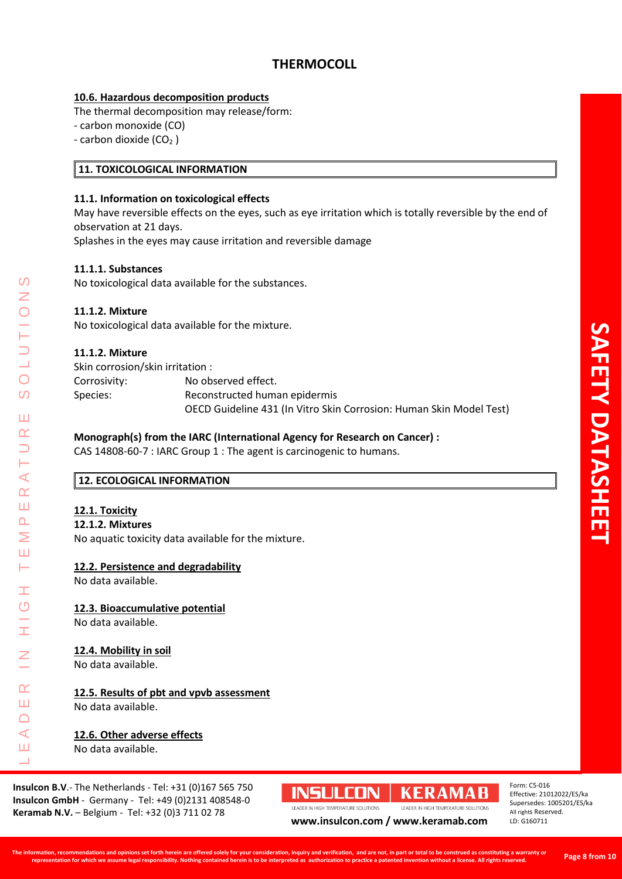#### 10.6. Hazardous decomposition products

The thermal decomposition may release/form:

- carbon monoxide (CO)
- carbon dioxide ($CO_2$ )

## 11. TOXICOLOGICAL INFORMATION

### 11.1. Information on toxicological effects

May have reversible effects on the eyes, such as eye irritation which is totally reversible by the end of observation at 21 days.

Splashes in the eyes may cause irritation and reversible damage

#### 11.1.1. Substances

No toxicological data available for the substances.

#### 11.1.2. Mixture

No toxicological data available for the mixture.

#### 11.1.2. Mixture

Skin corrosion/skin irritation :

| | |
|---|---|
| Corrosivity: | No observed effect. |
| Species: | Reconstructed human epidermis<br>OECD Guideline 431 (In Vitro Skin Corrosion: Human Skin Model Test) |

**Monograph(s) from the IARC (International Agency for Research on Cancer) :**

CAS 14808-60-7 : IARC Group 1 : The agent is carcinogenic to humans.

## 12. ECOLOGICAL INFORMATION

### 12.1. Toxicity

#### 12.1.2. Mixtures

No aquatic toxicity data available for the mixture.

### 12.2. Persistence and degradability

No data available.

### 12.3. Bioaccumulative potential

No data available.

### 12.4. Mobility in soil

No data available.

### 12.5. Results of pbt and vpvb assessment

No data available.

### 12.6. Other adverse effects

No data available.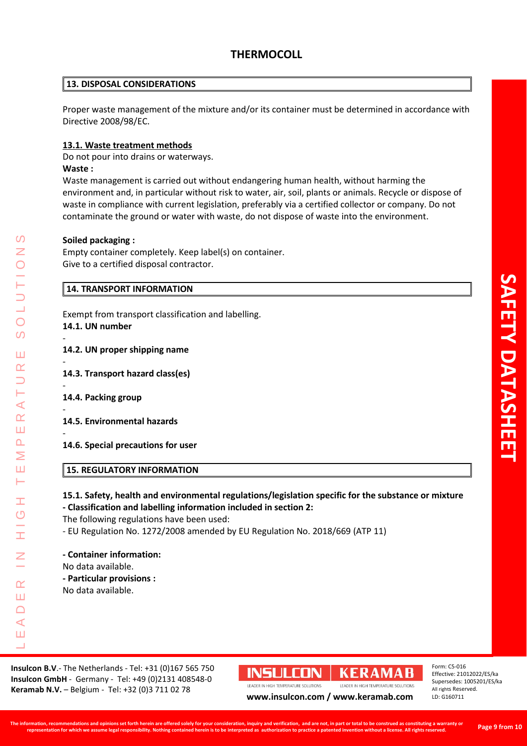# THERMOCOLL

## 13. DISPOSAL CONSIDERATIONS

Proper waste management of the mixture and/or its container must be determined in accordance with Directive 2008/98/EC.

### 13.1. Waste treatment methods

Do not pour into drains or waterways.

**Waste :**

Waste management is carried out without endangering human health, without harming the environment and, in particular without risk to water, air, soil, plants or animals. Recycle or dispose of waste in compliance with current legislation, preferably via a certified collector or company. Do not contaminate the ground or water with waste, do not dispose of waste into the environment.

**Soiled packaging :**

Empty container completely. Keep label(s) on container.
Give to a certified disposal contractor.

## 14. TRANSPORT INFORMATION

Exempt from transport classification and labelling.

**14.1. UN number**

-

**14.2. UN proper shipping name**

-

**14.3. Transport hazard class(es)**

-

**14.4. Packing group**

-

**14.5. Environmental hazards**

-

**14.6. Special precautions for user**

## 15. REGULATORY INFORMATION

**15.1. Safety, health and environmental regulations/legislation specific for the substance or mixture**

**- Classification and labelling information included in section 2:**

The following regulations have been used:

- EU Regulation No. 1272/2008 amended by EU Regulation No. 2018/669 (ATP 11)

**- Container information:**

No data available.

**- Particular provisions :**

No data available.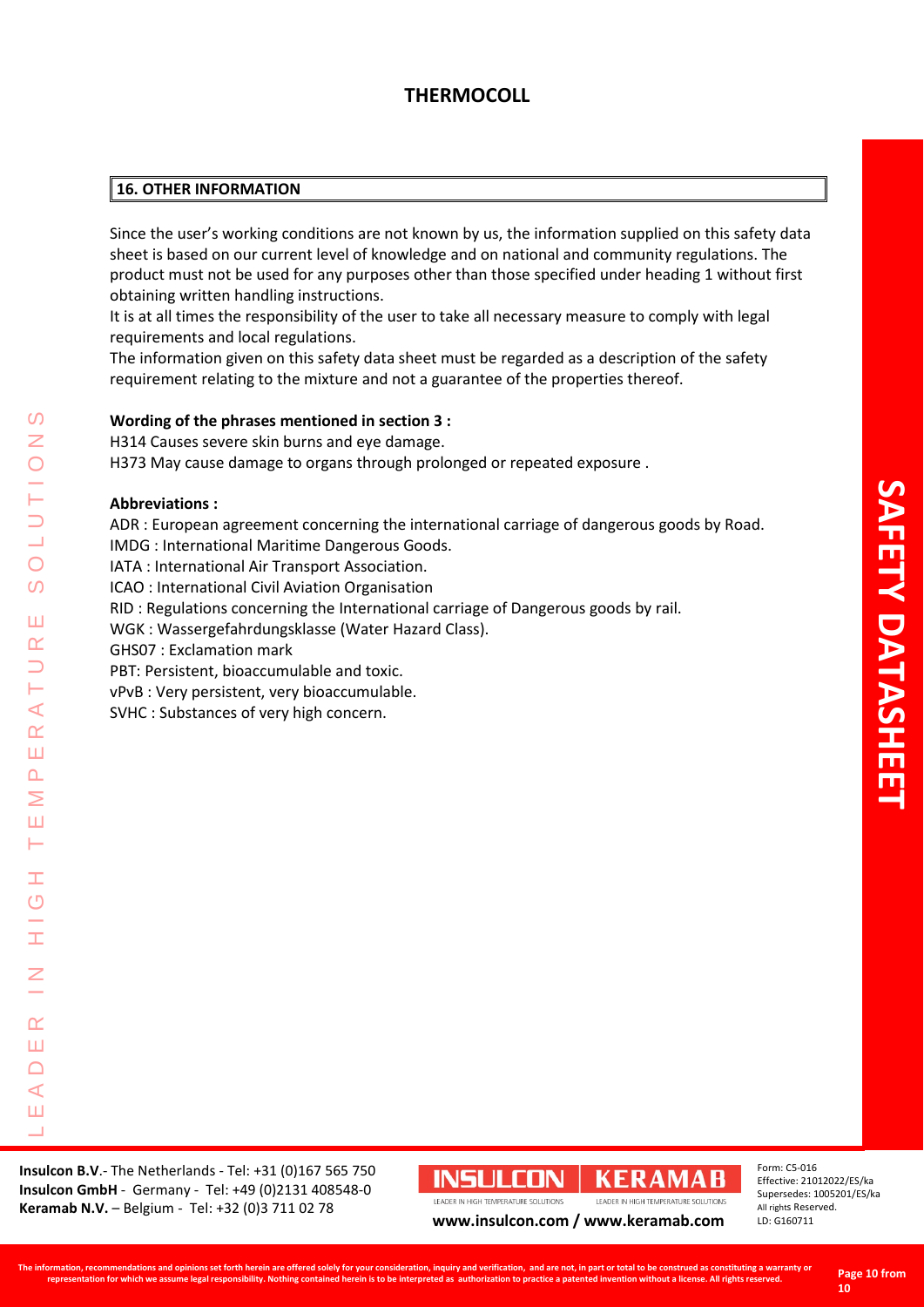## 16. OTHER INFORMATION

Since the user's working conditions are not known by us, the information supplied on this safety data sheet is based on our current level of knowledge and on national and community regulations. The product must not be used for any purposes other than those specified under heading 1 without first obtaining written handling instructions.
It is at all times the responsibility of the user to take all necessary measure to comply with legal requirements and local regulations.
The information given on this safety data sheet must be regarded as a description of the safety requirement relating to the mixture and not a guarantee of the properties thereof.

**Wording of the phrases mentioned in section 3 :**

H314 Causes severe skin burns and eye damage.
H373 May cause damage to organs through prolonged or repeated exposure .

**Abbreviations :**

ADR : European agreement concerning the international carriage of dangerous goods by Road.
IMDG : International Maritime Dangerous Goods.
IATA : International Air Transport Association.
ICAO : International Civil Aviation Organisation
RID : Regulations concerning the International carriage of Dangerous goods by rail.
WGK : Wassergefahrdungsklasse (Water Hazard Class).
GHS07 : Exclamation mark
PBT: Persistent, bioaccumulable and toxic.
vPvB : Very persistent, very bioaccumulable.
SVHC : Substances of very high concern.